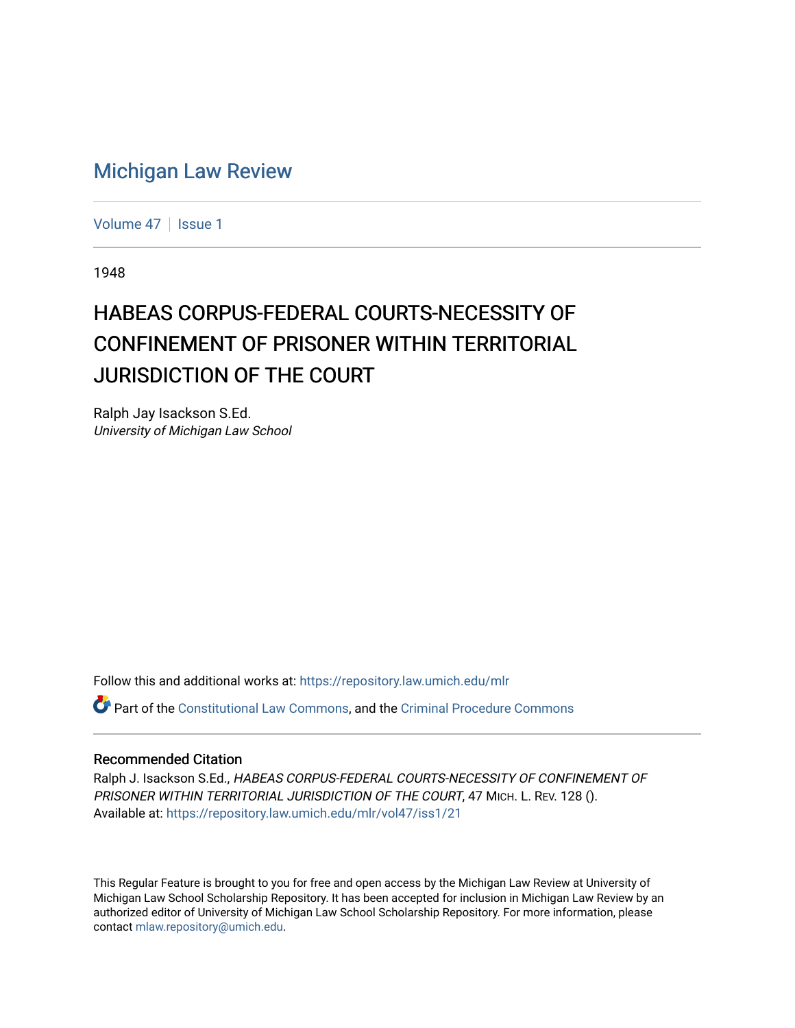# Michigan Law Review

Volume 47 | Issue 1

1948

## HABEAS CORPUS-FEDERAL COURTS-NECESSITY OF CONFINEMENT OF PRISONER WITHIN TERRITORIAL JURISDICTION OF THE COURT

Ralph Jay Isackson S.Ed.
*University of Michigan Law School*

Follow this and additional works at: https://repository.law.umich.edu/mlr

Part of the Constitutional Law Commons, and the Criminal Procedure Commons

### Recommended Citation

Ralph J. Isackson S.Ed., *HABEAS CORPUS-FEDERAL COURTS-NECESSITY OF CONFINEMENT OF PRISONER WITHIN TERRITORIAL JURISDICTION OF THE COURT*, 47 MICH. L. REV. 128 ().
Available at: https://repository.law.umich.edu/mlr/vol47/iss1/21

This Regular Feature is brought to you for free and open access by the Michigan Law Review at University of Michigan Law School Scholarship Repository. It has been accepted for inclusion in Michigan Law Review by an authorized editor of University of Michigan Law School Scholarship Repository. For more information, please contact mlaw.repository@umich.edu.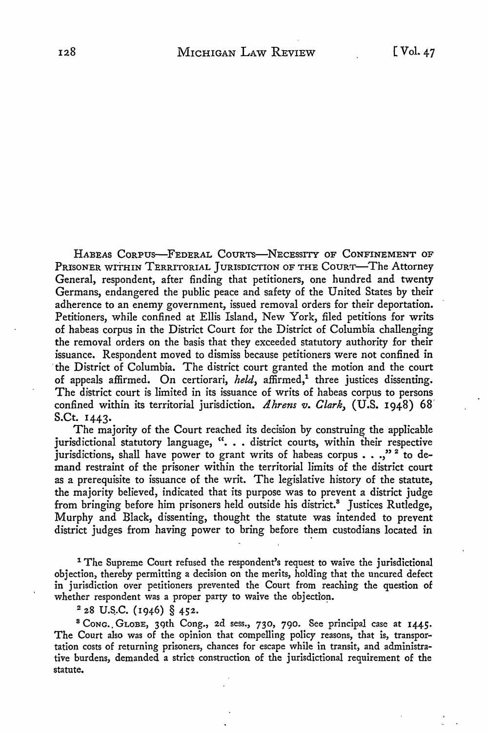HABEAS CORPUS—FEDERAL COURTS—NECESSITY OF CONFINEMENT OF PRISONER WITHIN TERRITORIAL JURISDICTION OF THE COURT—The Attorney General, respondent, after finding that petitioners, one hundred and twenty Germans, endangered the public peace and safety of the United States by their adherence to an enemy government, issued removal orders for their deportation. Petitioners, while confined at Ellis Island, New York, filed petitions for writs of habeas corpus in the District Court for the District of Columbia challenging the removal orders on the basis that they exceeded statutory authority for their issuance. Respondent moved to dismiss because petitioners were not confined in the District of Columbia. The district court granted the motion and the court of appeals affirmed. On certiorari, *held*, affirmed,[1] three justices dissenting. The district court is limited in its issuance of writs of habeas corpus to persons confined within its territorial jurisdiction. *Ahrens v. Clark*, (U.S. 1948) 68 S.Ct. 1443.

The majority of the Court reached its decision by construing the applicable jurisdictional statutory language, ". . . district courts, within their respective jurisdictions, shall have power to grant writs of habeas corpus . . .,"[2] to demand restraint of the prisoner within the territorial limits of the district court as a prerequisite to issuance of the writ. The legislative history of the statute, the majority believed, indicated that its purpose was to prevent a district judge from bringing before him prisoners held outside his district.[3] Justices Rutledge, Murphy and Black, dissenting, thought the statute was intended to prevent district judges from having power to bring before them custodians located in

[1] The Supreme Court refused the respondent's request to waive the jurisdictional objection, thereby permitting a decision on the merits, holding that the uncured defect in jurisdiction over petitioners prevented the Court from reaching the question of whether respondent was a proper party to waive the objection.

[2] 28 U.S.C. (1946) § 452.

[3] CONG. GLOBE, 39th Cong., 2d sess., 730, 790. See principal case at 1445. The Court also was of the opinion that compelling policy reasons, that is, transportation costs of returning prisoners, chances for escape while in transit, and administrative burdens, demanded a strict construction of the jurisdictional requirement of the statute.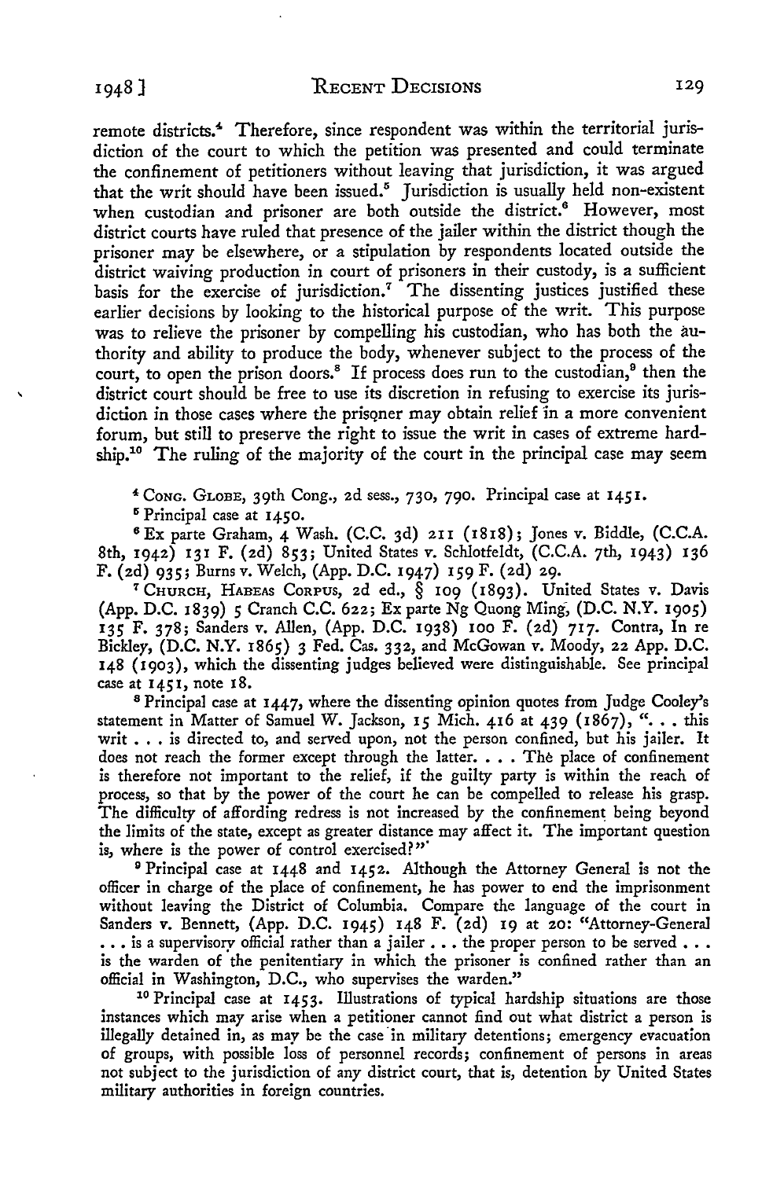remote districts.[4] Therefore, since respondent was within the territorial jurisdiction of the court to which the petition was presented and could terminate the confinement of petitioners without leaving that jurisdiction, it was argued that the writ should have been issued.[5] Jurisdiction is usually held non-existent when custodian and prisoner are both outside the district.[6] However, most district courts have ruled that presence of the jailer within the district though the prisoner may be elsewhere, or a stipulation by respondents located outside the district waiving production in court of prisoners in their custody, is a sufficient basis for the exercise of jurisdiction.[7] The dissenting justices justified these earlier decisions by looking to the historical purpose of the writ. This purpose was to relieve the prisoner by compelling his custodian, who has both the authority and ability to produce the body, whenever subject to the process of the court, to open the prison doors.[8] If process does run to the custodian,[9] then the district court should be free to use its discretion in refusing to exercise its jurisdiction in those cases where the prisoner may obtain relief in a more convenient forum, but still to preserve the right to issue the writ in cases of extreme hardship.[10] The ruling of the majority of the court in the principal case may seem

[4] CONG. GLOBE, 39th Cong., 2d sess., 730, 790. Principal case at 1451.

[5] Principal case at 1450.

[6] Ex parte Graham, 4 Wash. (C.C. 3d) 211 (1818); Jones v. Biddle, (C.C.A. 8th, 1942) 131 F. (2d) 853; United States v. Schlotfeldt, (C.C.A. 7th, 1943) 136 F. (2d) 935; Burns v. Welch, (App. D.C. 1947) 159 F. (2d) 29.

[7] CHURCH, HABEAS CORPUS, 2d ed., § 109 (1893). United States v. Davis (App. D.C. 1839) 5 Cranch C.C. 622; Ex parte Ng Quong Ming, (D.C. N.Y. 1905) 135 F. 378; Sanders v. Allen, (App. D.C. 1938) 100 F. (2d) 717. Contra, In re Bickley, (D.C. N.Y. 1865) 3 Fed. Cas. 332, and McGowan v. Moody, 22 App. D.C. 148 (1903), which the dissenting judges believed were distinguishable. See principal case at 1451, note 18.

[8] Principal case at 1447, where the dissenting opinion quotes from Judge Cooley's statement in Matter of Samuel W. Jackson, 15 Mich. 416 at 439 (1867), ". . . this writ . . . is directed to, and served upon, not the person confined, but his jailer. It does not reach the former except through the latter. . . . The place of confinement is therefore not important to the relief, if the guilty party is within the reach of process, so that by the power of the court he can be compelled to release his grasp. The difficulty of affording redress is not increased by the confinement being beyond the limits of the state, except as greater distance may affect it. The important question is, where is the power of control exercised?"

[9] Principal case at 1448 and 1452. Although the Attorney General is not the officer in charge of the place of confinement, he has power to end the imprisonment without leaving the District of Columbia. Compare the language of the court in Sanders v. Bennett, (App. D.C. 1945) 148 F. (2d) 19 at 20: "Attorney-General . . . is a supervisory official rather than a jailer . . . the proper person to be served . . . is the warden of the penitentiary in which the prisoner is confined rather than an official in Washington, D.C., who supervises the warden."

[10] Principal case at 1453. Illustrations of typical hardship situations are those instances which may arise when a petitioner cannot find out what district a person is illegally detained in, as may be the case in military detentions; emergency evacuation of groups, with possible loss of personnel records; confinement of persons in areas not subject to the jurisdiction of any district court, that is, detention by United States military authorities in foreign countries.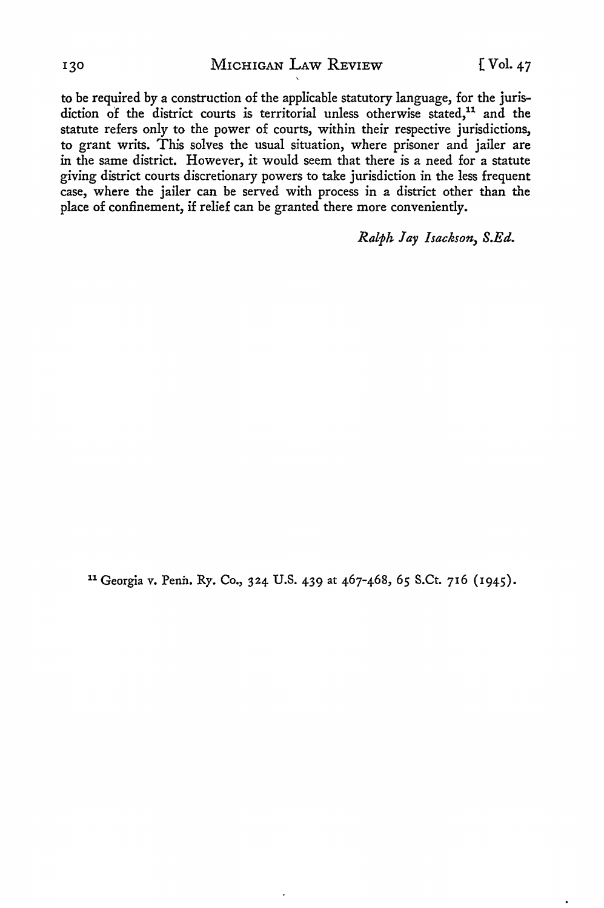to be required by a construction of the applicable statutory language, for the jurisdiction of the district courts is territorial unless otherwise stated,[11] and the statute refers only to the power of courts, within their respective jurisdictions, to grant writs. This solves the usual situation, where prisoner and jailer are in the same district. However, it would seem that there is a need for a statute giving district courts discretionary powers to take jurisdiction in the less frequent case, where the jailer can be served with process in a district other than the place of confinement, if relief can be granted there more conveniently.

*Ralph Jay Isackson, S.Ed.*

[11] Georgia v. Penn. Ry. Co., 324 U.S. 439 at 467-468, 65 S.Ct. 716 (1945).